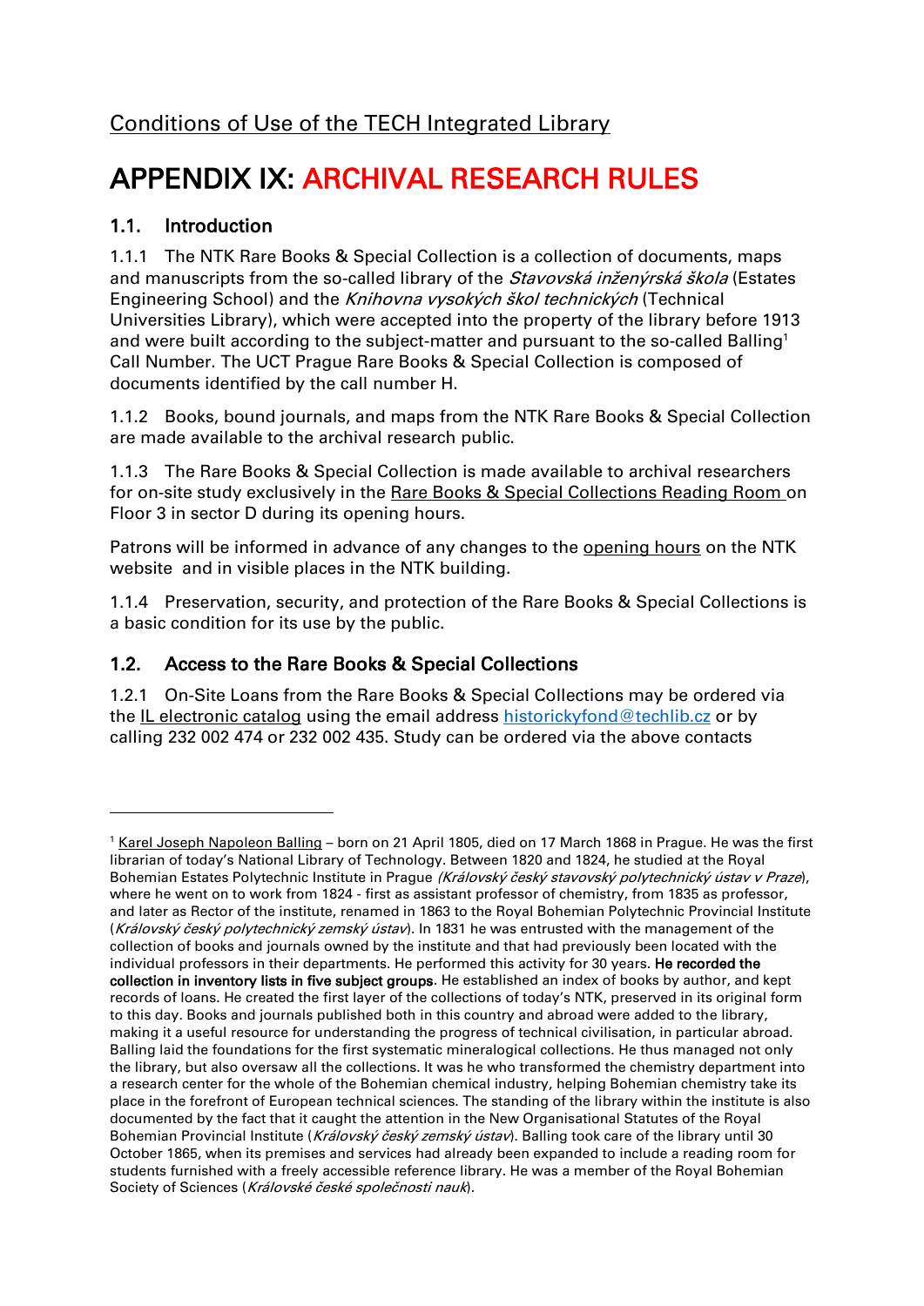Conditions of Use of the TECH Integrated Library

# APPENDIX IX: ARCHIVAL RESEARCH RULES

## 1.1. Introduction

1.1.1 The NTK Rare Books & Special Collection is a collection of documents, maps and manuscripts from the so-called library of the *Stavovská inženýrská škola* (Estates Engineering School) and the *Knihovna vysokých škol technických* (Technical Universities Library), which were accepted into the property of the library before 1913 and were built according to the subject-matter and pursuant to the so-called Balling[1] Call Number. The UCT Prague Rare Books & Special Collection is composed of documents identified by the call number H.

1.1.2 Books, bound journals, and maps from the NTK Rare Books & Special Collection are made available to the archival research public.

1.1.3 The Rare Books & Special Collection is made available to archival researchers for on-site study exclusively in the Rare Books & Special Collections Reading Room on Floor 3 in sector D during its opening hours.

Patrons will be informed in advance of any changes to the opening hours on the NTK website and in visible places in the NTK building.

1.1.4 Preservation, security, and protection of the Rare Books & Special Collections is a basic condition for its use by the public.

## 1.2. Access to the Rare Books & Special Collections

1.2.1 On-Site Loans from the Rare Books & Special Collections may be ordered via the IL electronic catalog using the email address historickyfond@techlib.cz or by calling 232 002 474 or 232 002 435. Study can be ordered via the above contacts

---

[1] Karel Joseph Napoleon Balling – born on 21 April 1805, died on 17 March 1868 in Prague. He was the first librarian of today's National Library of Technology. Between 1820 and 1824, he studied at the Royal Bohemian Estates Polytechnic Institute in Prague *(Královský český stavovský polytechnický ústav v Praze)*, where he went on to work from 1824 - first as assistant professor of chemistry, from 1835 as professor, and later as Rector of the institute, renamed in 1863 to the Royal Bohemian Polytechnic Provincial Institute (*Královský český polytechnický zemský ústav*). In 1831 he was entrusted with the management of the collection of books and journals owned by the institute and that had previously been located with the individual professors in their departments. He performed this activity for 30 years. **He recorded the collection in inventory lists in five subject groups**. He established an index of books by author, and kept records of loans. He created the first layer of the collections of today's NTK, preserved in its original form to this day. Books and journals published both in this country and abroad were added to the library, making it a useful resource for understanding the progress of technical civilisation, in particular abroad. Balling laid the foundations for the first systematic mineralogical collections. He thus managed not only the library, but also oversaw all the collections. It was he who transformed the chemistry department into a research center for the whole of the Bohemian chemical industry, helping Bohemian chemistry take its place in the forefront of European technical sciences. The standing of the library within the institute is also documented by the fact that it caught the attention in the New Organisational Statutes of the Royal Bohemian Provincial Institute (*Královský český zemský ústav*). Balling took care of the library until 30 October 1865, when its premises and services had already been expanded to include a reading room for students furnished with a freely accessible reference library. He was a member of the Royal Bohemian Society of Sciences (*Královské české společnosti nauk*).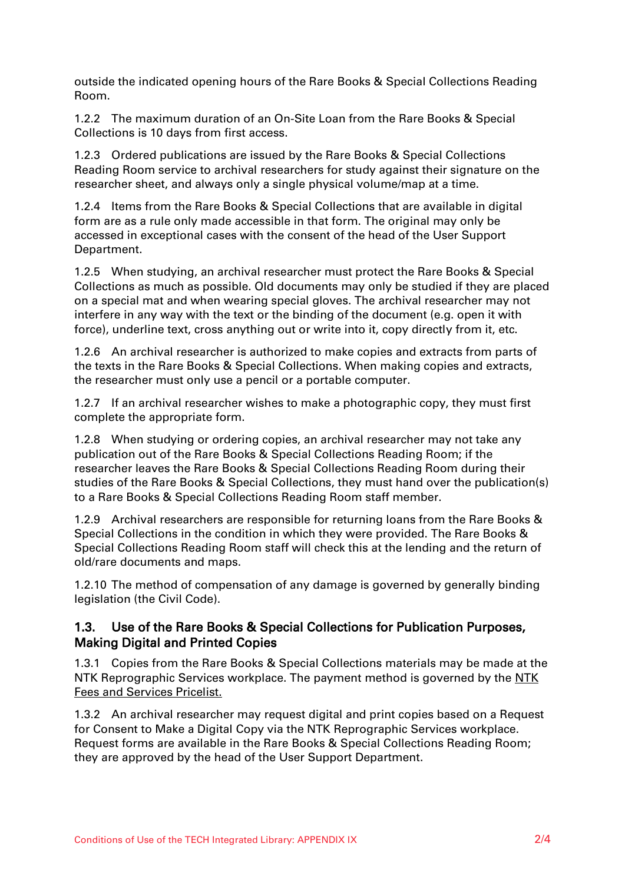outside the indicated opening hours of the Rare Books & Special Collections Reading Room.

1.2.2 The maximum duration of an On-Site Loan from the Rare Books & Special Collections is 10 days from first access.

1.2.3 Ordered publications are issued by the Rare Books & Special Collections Reading Room service to archival researchers for study against their signature on the researcher sheet, and always only a single physical volume/map at a time.

1.2.4 Items from the Rare Books & Special Collections that are available in digital form are as a rule only made accessible in that form. The original may only be accessed in exceptional cases with the consent of the head of the User Support Department.

1.2.5 When studying, an archival researcher must protect the Rare Books & Special Collections as much as possible. Old documents may only be studied if they are placed on a special mat and when wearing special gloves. The archival researcher may not interfere in any way with the text or the binding of the document (e.g. open it with force), underline text, cross anything out or write into it, copy directly from it, etc.

1.2.6 An archival researcher is authorized to make copies and extracts from parts of the texts in the Rare Books & Special Collections. When making copies and extracts, the researcher must only use a pencil or a portable computer.

1.2.7 If an archival researcher wishes to make a photographic copy, they must first complete the appropriate form.

1.2.8 When studying or ordering copies, an archival researcher may not take any publication out of the Rare Books & Special Collections Reading Room; if the researcher leaves the Rare Books & Special Collections Reading Room during their studies of the Rare Books & Special Collections, they must hand over the publication(s) to a Rare Books & Special Collections Reading Room staff member.

1.2.9 Archival researchers are responsible for returning loans from the Rare Books & Special Collections in the condition in which they were provided. The Rare Books & Special Collections Reading Room staff will check this at the lending and the return of old/rare documents and maps.

1.2.10 The method of compensation of any damage is governed by generally binding legislation (the Civil Code).

### 1.3. Use of the Rare Books & Special Collections for Publication Purposes, Making Digital and Printed Copies

1.3.1 Copies from the Rare Books & Special Collections materials may be made at the NTK Reprographic Services workplace. The payment method is governed by the NTK Fees and Services Pricelist.

1.3.2 An archival researcher may request digital and print copies based on a Request for Consent to Make a Digital Copy via the NTK Reprographic Services workplace. Request forms are available in the Rare Books & Special Collections Reading Room; they are approved by the head of the User Support Department.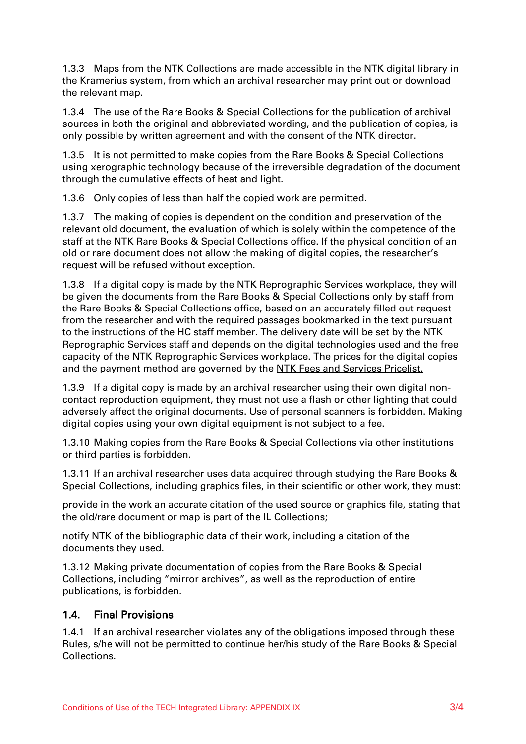1.3.3 Maps from the NTK Collections are made accessible in the NTK digital library in the Kramerius system, from which an archival researcher may print out or download the relevant map.

1.3.4 The use of the Rare Books & Special Collections for the publication of archival sources in both the original and abbreviated wording, and the publication of copies, is only possible by written agreement and with the consent of the NTK director.

1.3.5 It is not permitted to make copies from the Rare Books & Special Collections using xerographic technology because of the irreversible degradation of the document through the cumulative effects of heat and light.

1.3.6 Only copies of less than half the copied work are permitted.

1.3.7 The making of copies is dependent on the condition and preservation of the relevant old document, the evaluation of which is solely within the competence of the staff at the NTK Rare Books & Special Collections office. If the physical condition of an old or rare document does not allow the making of digital copies, the researcher's request will be refused without exception.

1.3.8 If a digital copy is made by the NTK Reprographic Services workplace, they will be given the documents from the Rare Books & Special Collections only by staff from the Rare Books & Special Collections office, based on an accurately filled out request from the researcher and with the required passages bookmarked in the text pursuant to the instructions of the HC staff member. The delivery date will be set by the NTK Reprographic Services staff and depends on the digital technologies used and the free capacity of the NTK Reprographic Services workplace. The prices for the digital copies and the payment method are governed by the NTK Fees and Services Pricelist.

1.3.9 If a digital copy is made by an archival researcher using their own digital non-contact reproduction equipment, they must not use a flash or other lighting that could adversely affect the original documents. Use of personal scanners is forbidden. Making digital copies using your own digital equipment is not subject to a fee.

1.3.10 Making copies from the Rare Books & Special Collections via other institutions or third parties is forbidden.

1.3.11 If an archival researcher uses data acquired through studying the Rare Books & Special Collections, including graphics files, in their scientific or other work, they must:

provide in the work an accurate citation of the used source or graphics file, stating that the old/rare document or map is part of the IL Collections;

notify NTK of the bibliographic data of their work, including a citation of the documents they used.

1.3.12 Making private documentation of copies from the Rare Books & Special Collections, including "mirror archives", as well as the reproduction of entire publications, is forbidden.

## 1.4. Final Provisions

1.4.1 If an archival researcher violates any of the obligations imposed through these Rules, s/he will not be permitted to continue her/his study of the Rare Books & Special Collections.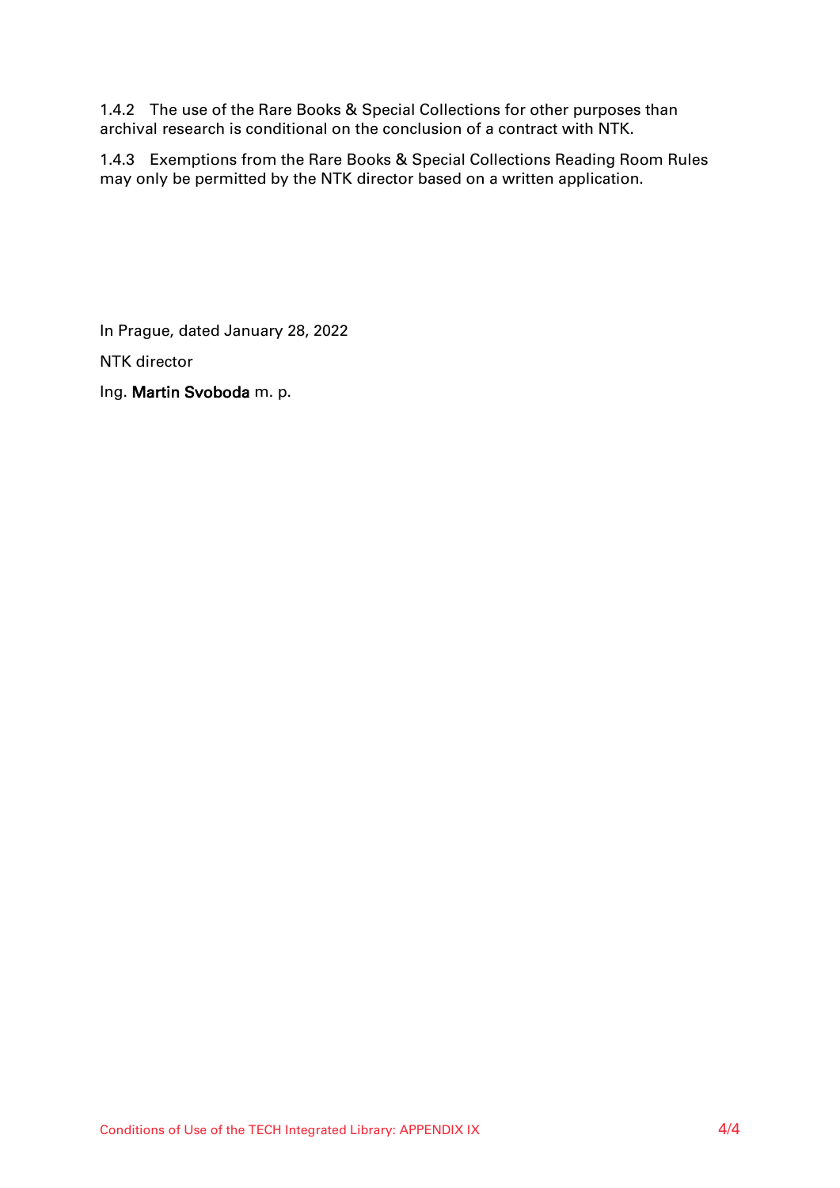1.4.2 The use of the Rare Books & Special Collections for other purposes than archival research is conditional on the conclusion of a contract with NTK.

1.4.3 Exemptions from the Rare Books & Special Collections Reading Room Rules may only be permitted by the NTK director based on a written application.

In Prague, dated January 28, 2022

NTK director

Ing. **Martin Svoboda** m. p.